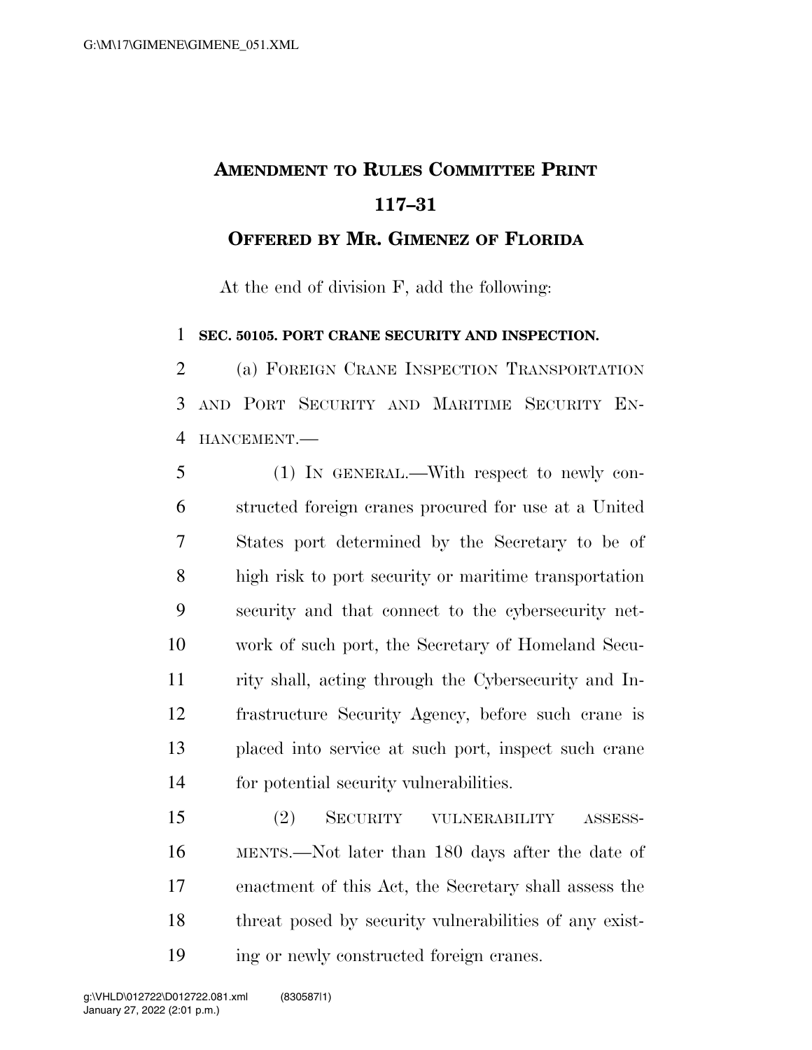# Amendment to Rules Committee Print 117–31

## Offered by Mr. Gimenez of Florida

At the end of division F, add the following:

**SEC. 50105. PORT CRANE SECURITY AND INSPECTION.**

(a) Foreign Crane Inspection Transportation and Port Security and Maritime Security Enhancement.—

(1) In general.—With respect to newly constructed foreign cranes procured for use at a United States port determined by the Secretary to be of high risk to port security or maritime transportation security and that connect to the cybersecurity network of such port, the Secretary of Homeland Security shall, acting through the Cybersecurity and Infrastructure Security Agency, before such crane is placed into service at such port, inspect such crane for potential security vulnerabilities.

(2) Security vulnerability assessments.—Not later than 180 days after the date of enactment of this Act, the Secretary shall assess the threat posed by security vulnerabilities of any existing or newly constructed foreign cranes.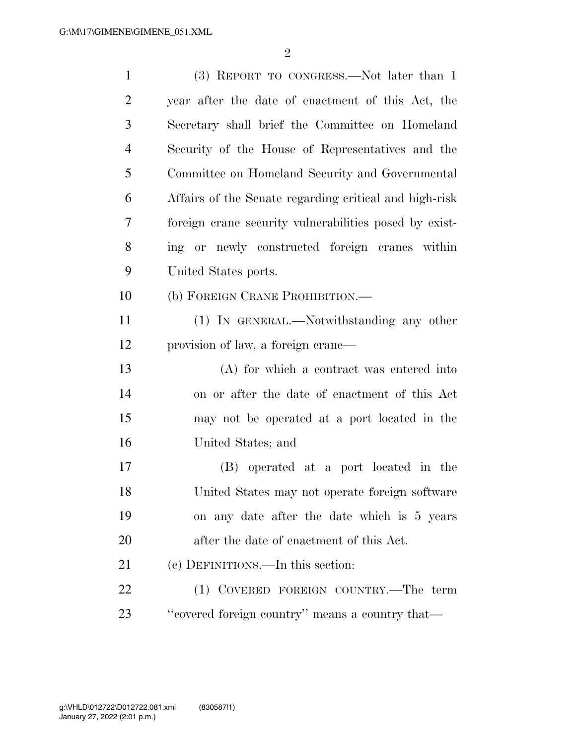(3) REPORT TO CONGRESS.—Not later than 1 year after the date of enactment of this Act, the Secretary shall brief the Committee on Homeland Security of the House of Representatives and the Committee on Homeland Security and Governmental Affairs of the Senate regarding critical and high-risk foreign crane security vulnerabilities posed by existing or newly constructed foreign cranes within United States ports.

(b) FOREIGN CRANE PROHIBITION.—

(1) IN GENERAL.—Notwithstanding any other provision of law, a foreign crane—

(A) for which a contract was entered into on or after the date of enactment of this Act may not be operated at a port located in the United States; and

(B) operated at a port located in the United States may not operate foreign software on any date after the date which is 5 years after the date of enactment of this Act.

(c) DEFINITIONS.—In this section:

(1) COVERED FOREIGN COUNTRY.—The term ''covered foreign country'' means a country that—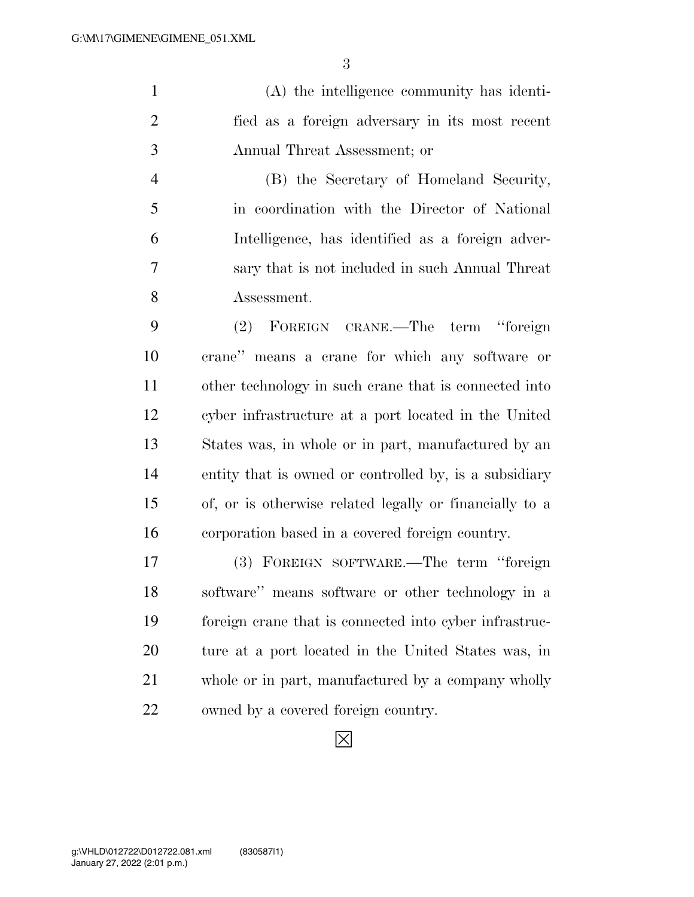(A) the intelligence community has identified as a foreign adversary in its most recent Annual Threat Assessment; or

(B) the Secretary of Homeland Security, in coordination with the Director of National Intelligence, has identified as a foreign adversary that is not included in such Annual Threat Assessment.

(2) FOREIGN CRANE.—The term ''foreign crane'' means a crane for which any software or other technology in such crane that is connected into cyber infrastructure at a port located in the United States was, in whole or in part, manufactured by an entity that is owned or controlled by, is a subsidiary of, or is otherwise related legally or financially to a corporation based in a covered foreign country.

(3) FOREIGN SOFTWARE.—The term ''foreign software'' means software or other technology in a foreign crane that is connected into cyber infrastructure at a port located in the United States was, in whole or in part, manufactured by a company wholly owned by a covered foreign country.

☒